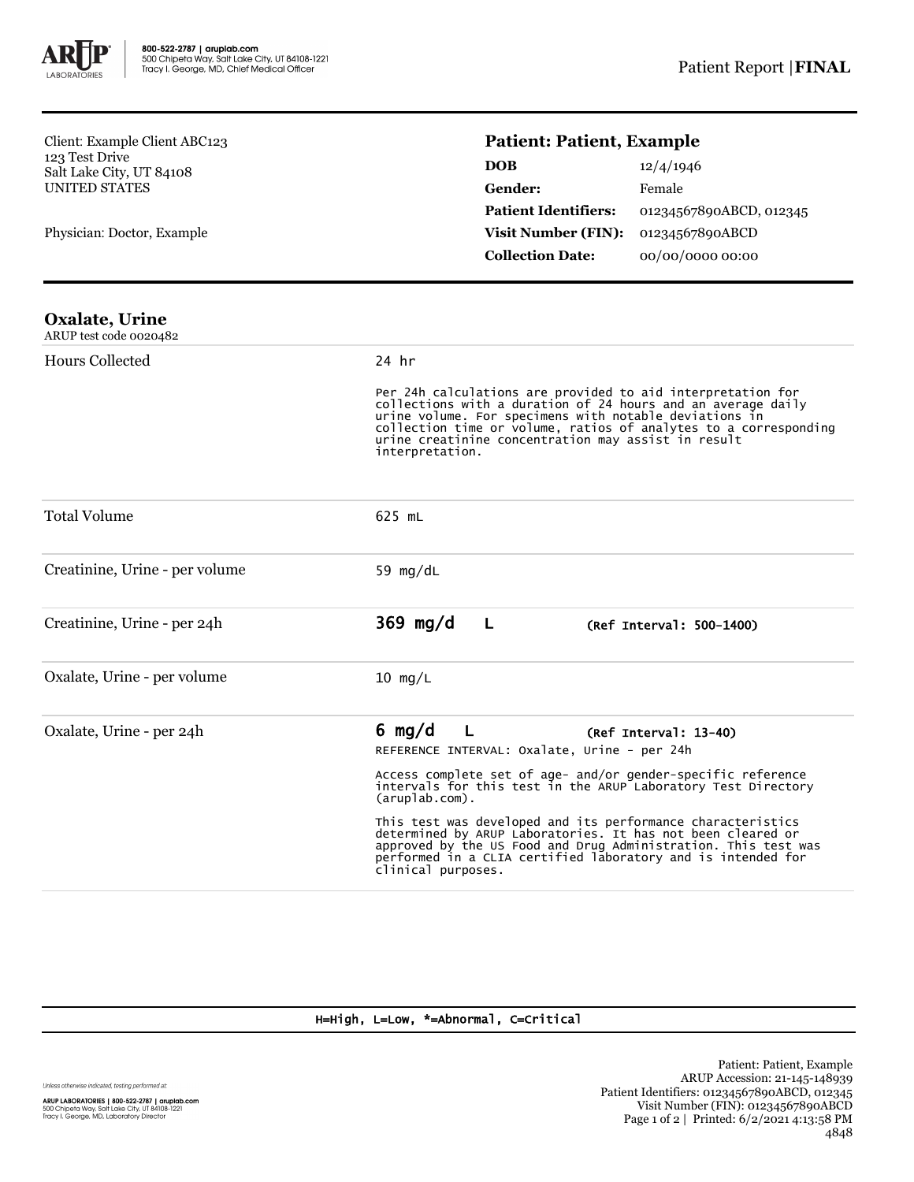Client: Example Client ABC123
123 Test Drive
Salt Lake City, UT 84108
UNITED STATES

Physician: Doctor, Example

## Patient: Patient, Example

| | |
|---|---|
| **DOB** | 12/4/1946 |
| **Gender:** | Female |
| **Patient Identifiers:** | 01234567890ABCD, 012345 |
| **Visit Number (FIN):** | 01234567890ABCD |
| **Collection Date:** | 00/00/0000 00:00 |

## Oxalate, Urine

ARUP test code 0020482

| Test | Result |
|---|---|
| Hours Collected | 24 hr<br><br>Per 24h calculations are provided to aid interpretation for collections with a duration of 24 hours and an average daily urine volume. For specimens with notable deviations in collection time or volume, ratios of analytes to a corresponding urine creatinine concentration may assist in result interpretation. |
| Total Volume | 625 mL |
| Creatinine, Urine - per volume | 59 mg/dL |
| Creatinine, Urine - per 24h | **369 mg/d L** (Ref Interval: 500-1400) |
| Oxalate, Urine - per volume | 10 mg/L |
| Oxalate, Urine - per 24h | **6 mg/d L** (Ref Interval: 13-40)<br>REFERENCE INTERVAL: Oxalate, Urine - per 24h<br><br>Access complete set of age- and/or gender-specific reference intervals for this test in the ARUP Laboratory Test Directory (aruplab.com).<br><br>This test was developed and its performance characteristics determined by ARUP Laboratories. It has not been cleared or approved by the US Food and Drug Administration. This test was performed in a CLIA certified laboratory and is intended for clinical purposes. |

H=High, L=Low, *=Abnormal, C=Critical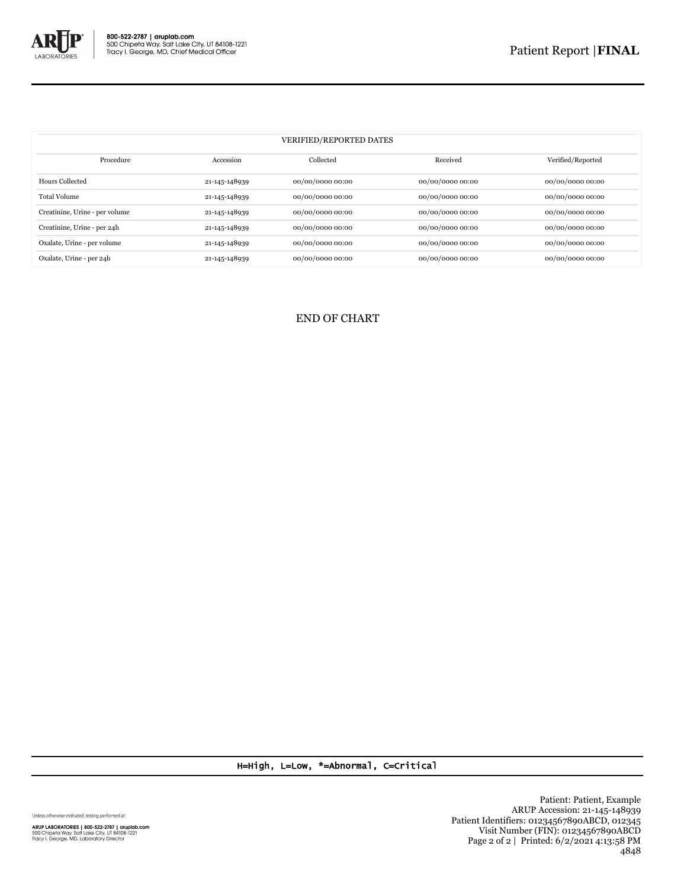| VERIFIED/REPORTED DATES | | | | |
|---|---|---|---|---|
| Procedure | Accession | Collected | Received | Verified/Reported |
| Hours Collected | 21-145-148939 | 00/00/0000 00:00 | 00/00/0000 00:00 | 00/00/0000 00:00 |
| Total Volume | 21-145-148939 | 00/00/0000 00:00 | 00/00/0000 00:00 | 00/00/0000 00:00 |
| Creatinine, Urine - per volume | 21-145-148939 | 00/00/0000 00:00 | 00/00/0000 00:00 | 00/00/0000 00:00 |
| Creatinine, Urine - per 24h | 21-145-148939 | 00/00/0000 00:00 | 00/00/0000 00:00 | 00/00/0000 00:00 |
| Oxalate, Urine - per volume | 21-145-148939 | 00/00/0000 00:00 | 00/00/0000 00:00 | 00/00/0000 00:00 |
| Oxalate, Urine - per 24h | 21-145-148939 | 00/00/0000 00:00 | 00/00/0000 00:00 | 00/00/0000 00:00 |

END OF CHART

H=High, L=Low, *=Abnormal, C=Critical

*Unless otherwise indicated, testing performed at:*

**ARUP LABORATORIES | 800-522-2787 | aruplab.com**
500 Chipeta Way, Salt Lake City, UT 84108-1221
Tracy I. George, MD, Laboratory Director

Patient: Patient, Example
ARUP Accession: 21-145-148939
Patient Identifiers: 01234567890ABCD, 012345
Visit Number (FIN): 01234567890ABCD
Printed: 6/2/2021 4:13:58 PM
4848